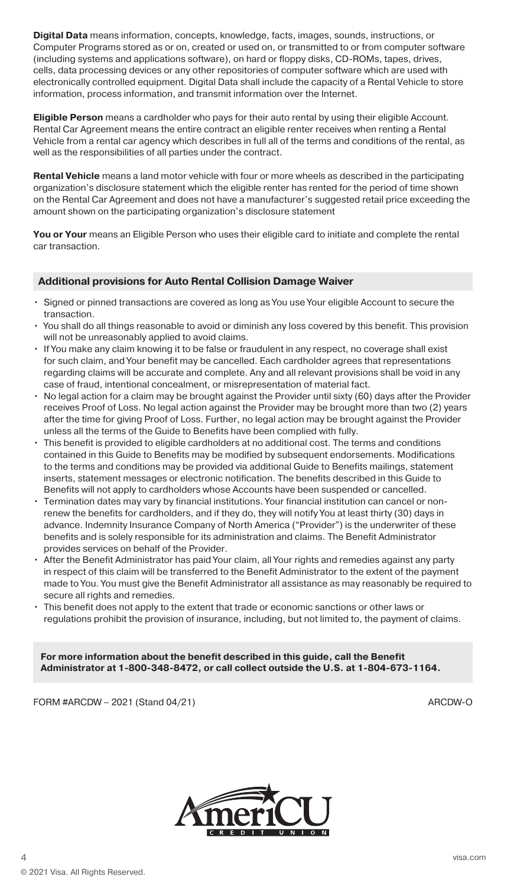**Digital Data** means information, concepts, knowledge, facts, images, sounds, instructions, or Computer Programs stored as or on, created or used on, or transmitted to or from computer software (including systems and applications software), on hard or floppy disks, CD-ROMs, tapes, drives, cells, data processing devices or any other repositories of computer software which are used with electronically controlled equipment. Digital Data shall include the capacity of a Rental Vehicle to store information, process information, and transmit information over the Internet.

**Eligible Person** means a cardholder who pays for their auto rental by using their eligible Account. Rental Car Agreement means the entire contract an eligible renter receives when renting a Rental Vehicle from a rental car agency which describes in full all of the terms and conditions of the rental, as well as the responsibilities of all parties under the contract.

**Rental Vehicle** means a land motor vehicle with four or more wheels as described in the participating organization's disclosure statement which the eligible renter has rented for the period of time shown on the Rental Car Agreement and does not have a manufacturer's suggested retail price exceeding the amount shown on the participating organization's disclosure statement

**You or Your** means an Eligible Person who uses their eligible card to initiate and complete the rental car transaction.

## Additional provisions for Auto Rental Collision Damage Waiver

- Signed or pinned transactions are covered as long as You use Your eligible Account to secure the transaction.
- You shall do all things reasonable to avoid or diminish any loss covered by this benefit. This provision will not be unreasonably applied to avoid claims.
- If You make any claim knowing it to be false or fraudulent in any respect, no coverage shall exist for such claim, and Your benefit may be cancelled. Each cardholder agrees that representations regarding claims will be accurate and complete. Any and all relevant provisions shall be void in any case of fraud, intentional concealment, or misrepresentation of material fact.
- No legal action for a claim may be brought against the Provider until sixty (60) days after the Provider receives Proof of Loss. No legal action against the Provider may be brought more than two (2) years after the time for giving Proof of Loss. Further, no legal action may be brought against the Provider unless all the terms of the Guide to Benefits have been complied with fully.
- This benefit is provided to eligible cardholders at no additional cost. The terms and conditions contained in this Guide to Benefits may be modified by subsequent endorsements. Modifications to the terms and conditions may be provided via additional Guide to Benefits mailings, statement inserts, statement messages or electronic notification. The benefits described in this Guide to Benefits will not apply to cardholders whose Accounts have been suspended or cancelled.
- Termination dates may vary by financial institutions. Your financial institution can cancel or non-renew the benefits for cardholders, and if they do, they will notify You at least thirty (30) days in advance. Indemnity Insurance Company of North America ("Provider") is the underwriter of these benefits and is solely responsible for its administration and claims. The Benefit Administrator provides services on behalf of the Provider.
- After the Benefit Administrator has paid Your claim, all Your rights and remedies against any party in respect of this claim will be transferred to the Benefit Administrator to the extent of the payment made to You. You must give the Benefit Administrator all assistance as may reasonably be required to secure all rights and remedies.
- This benefit does not apply to the extent that trade or economic sanctions or other laws or regulations prohibit the provision of insurance, including, but not limited to, the payment of claims.

**For more information about the benefit described in this guide, call the Benefit Administrator at 1-800-348-8472, or call collect outside the U.S. at 1-804-673-1164.**

FORM #ARCDW – 2021 (Stand 04/21) ARCDW-O

AmeriCU CREDIT UNION

visa.com

© 2021 Visa. All Rights Reserved.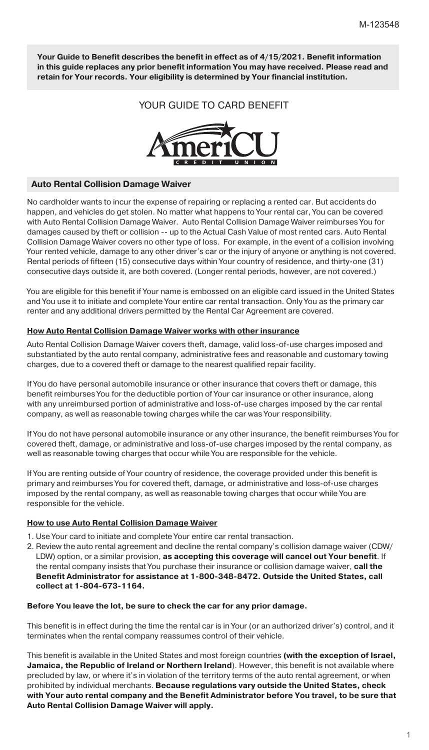M-123548

**Your Guide to Benefit describes the benefit in effect as of 4/15/2021. Benefit information in this guide replaces any prior benefit information You may have received. Please read and retain for Your records. Your eligibility is determined by Your financial institution.**

# YOUR GUIDE TO CARD BENEFIT

AmeriCU CREDIT UNION

## Auto Rental Collision Damage Waiver

No cardholder wants to incur the expense of repairing or replacing a rented car. But accidents do happen, and vehicles do get stolen. No matter what happens to Your rental car, You can be covered with Auto Rental Collision Damage Waiver. Auto Rental Collision Damage Waiver reimburses You for damages caused by theft or collision -- up to the Actual Cash Value of most rented cars. Auto Rental Collision Damage Waiver covers no other type of loss. For example, in the event of a collision involving Your rented vehicle, damage to any other driver's car or the injury of anyone or anything is not covered. Rental periods of fifteen (15) consecutive days within Your country of residence, and thirty-one (31) consecutive days outside it, are both covered. (Longer rental periods, however, are not covered.)

You are eligible for this benefit if Your name is embossed on an eligible card issued in the United States and You use it to initiate and complete Your entire car rental transaction. Only You as the primary car renter and any additional drivers permitted by the Rental Car Agreement are covered.

### How Auto Rental Collision Damage Waiver works with other insurance

Auto Rental Collision Damage Waiver covers theft, damage, valid loss-of-use charges imposed and substantiated by the auto rental company, administrative fees and reasonable and customary towing charges, due to a covered theft or damage to the nearest qualified repair facility.

If You do have personal automobile insurance or other insurance that covers theft or damage, this benefit reimburses You for the deductible portion of Your car insurance or other insurance, along with any unreimbursed portion of administrative and loss-of-use charges imposed by the car rental company, as well as reasonable towing charges while the car was Your responsibility.

If You do not have personal automobile insurance or any other insurance, the benefit reimburses You for covered theft, damage, or administrative and loss-of-use charges imposed by the rental company, as well as reasonable towing charges that occur while You are responsible for the vehicle.

If You are renting outside of Your country of residence, the coverage provided under this benefit is primary and reimburses You for covered theft, damage, or administrative and loss-of-use charges imposed by the rental company, as well as reasonable towing charges that occur while You are responsible for the vehicle.

### How to use Auto Rental Collision Damage Waiver

1. Use Your card to initiate and complete Your entire car rental transaction.
2. Review the auto rental agreement and decline the rental company's collision damage waiver (CDW/LDW) option, or a similar provision, **as accepting this coverage will cancel out Your benefit**. If the rental company insists that You purchase their insurance or collision damage waiver, **call the Benefit Administrator for assistance at 1-800-348-8472. Outside the United States, call collect at 1-804-673-1164.**

**Before You leave the lot, be sure to check the car for any prior damage.**

This benefit is in effect during the time the rental car is in Your (or an authorized driver's) control, and it terminates when the rental company reassumes control of their vehicle.

This benefit is available in the United States and most foreign countries **(with the exception of Israel, Jamaica, the Republic of Ireland or Northern Ireland**). However, this benefit is not available where precluded by law, or where it's in violation of the territory terms of the auto rental agreement, or when prohibited by individual merchants. **Because regulations vary outside the United States, check with Your auto rental company and the Benefit Administrator before You travel, to be sure that Auto Rental Collision Damage Waiver will apply.**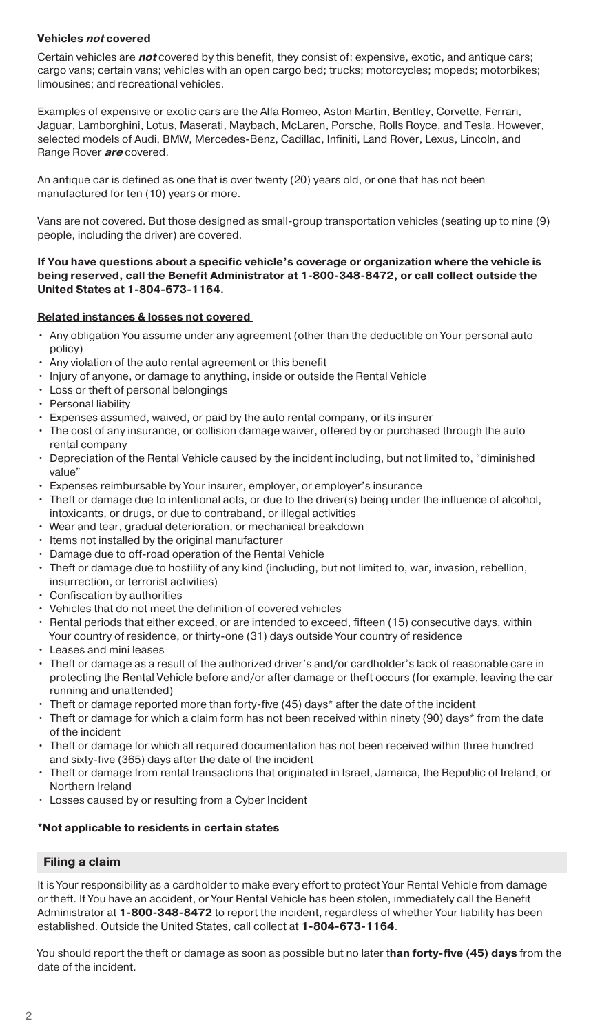### **Vehicles *not* covered**

Certain vehicles are ***not*** covered by this benefit, they consist of: expensive, exotic, and antique cars; cargo vans; certain vans; vehicles with an open cargo bed; trucks; motorcycles; mopeds; motorbikes; limousines; and recreational vehicles.

Examples of expensive or exotic cars are the Alfa Romeo, Aston Martin, Bentley, Corvette, Ferrari, Jaguar, Lamborghini, Lotus, Maserati, Maybach, McLaren, Porsche, Rolls Royce, and Tesla. However, selected models of Audi, BMW, Mercedes-Benz, Cadillac, Infiniti, Land Rover, Lexus, Lincoln, and Range Rover ***are*** covered.

An antique car is defined as one that is over twenty (20) years old, or one that has not been manufactured for ten (10) years or more.

Vans are not covered. But those designed as small-group transportation vehicles (seating up to nine (9) people, including the driver) are covered.

**If You have questions about a specific vehicle's coverage or organization where the vehicle is being reserved, call the Benefit Administrator at 1-800-348-8472, or call collect outside the United States at 1-804-673-1164.**

### **Related instances & losses not covered**

- Any obligation You assume under any agreement (other than the deductible on Your personal auto policy)
- Any violation of the auto rental agreement or this benefit
- Injury of anyone, or damage to anything, inside or outside the Rental Vehicle
- Loss or theft of personal belongings
- Personal liability
- Expenses assumed, waived, or paid by the auto rental company, or its insurer
- The cost of any insurance, or collision damage waiver, offered by or purchased through the auto rental company
- Depreciation of the Rental Vehicle caused by the incident including, but not limited to, "diminished value"
- Expenses reimbursable by Your insurer, employer, or employer's insurance
- Theft or damage due to intentional acts, or due to the driver(s) being under the influence of alcohol, intoxicants, or drugs, or due to contraband, or illegal activities
- Wear and tear, gradual deterioration, or mechanical breakdown
- Items not installed by the original manufacturer
- Damage due to off-road operation of the Rental Vehicle
- Theft or damage due to hostility of any kind (including, but not limited to, war, invasion, rebellion, insurrection, or terrorist activities)
- Confiscation by authorities
- Vehicles that do not meet the definition of covered vehicles
- Rental periods that either exceed, or are intended to exceed, fifteen (15) consecutive days, within Your country of residence, or thirty-one (31) days outside Your country of residence
- Leases and mini leases
- Theft or damage as a result of the authorized driver's and/or cardholder's lack of reasonable care in protecting the Rental Vehicle before and/or after damage or theft occurs (for example, leaving the car running and unattended)
- Theft or damage reported more than forty-five (45) days* after the date of the incident
- Theft or damage for which a claim form has not been received within ninety (90) days* from the date of the incident
- Theft or damage for which all required documentation has not been received within three hundred and sixty-five (365) days after the date of the incident
- Theft or damage from rental transactions that originated in Israel, Jamaica, the Republic of Ireland, or Northern Ireland
- Losses caused by or resulting from a Cyber Incident

**\*Not applicable to residents in certain states**

## Filing a claim

It is Your responsibility as a cardholder to make every effort to protect Your Rental Vehicle from damage or theft. If You have an accident, or Your Rental Vehicle has been stolen, immediately call the Benefit Administrator at **1-800-348-8472** to report the incident, regardless of whether Your liability has been established. Outside the United States, call collect at **1-804-673-1164**.

You should report the theft or damage as soon as possible but no later t**han forty-five (45) days** from the date of the incident.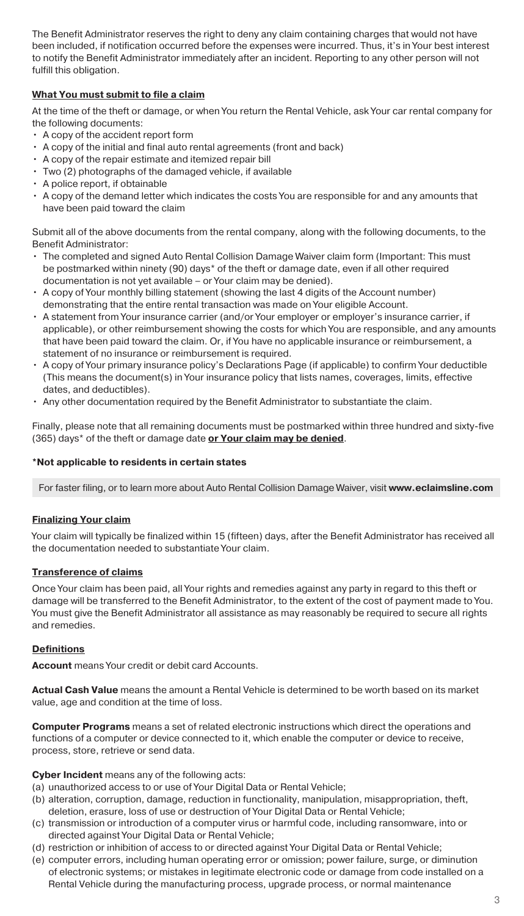The Benefit Administrator reserves the right to deny any claim containing charges that would not have been included, if notification occurred before the expenses were incurred. Thus, it's in Your best interest to notify the Benefit Administrator immediately after an incident. Reporting to any other person will not fulfill this obligation.

**What You must submit to file a claim**

At the time of the theft or damage, or when You return the Rental Vehicle, ask Your car rental company for the following documents:

- A copy of the accident report form
- A copy of the initial and final auto rental agreements (front and back)
- A copy of the repair estimate and itemized repair bill
- Two (2) photographs of the damaged vehicle, if available
- A police report, if obtainable
- A copy of the demand letter which indicates the costs You are responsible for and any amounts that have been paid toward the claim

Submit all of the above documents from the rental company, along with the following documents, to the Benefit Administrator:

- The completed and signed Auto Rental Collision Damage Waiver claim form (Important: This must be postmarked within ninety (90) days* of the theft or damage date, even if all other required documentation is not yet available – or Your claim may be denied).
- A copy of Your monthly billing statement (showing the last 4 digits of the Account number) demonstrating that the entire rental transaction was made on Your eligible Account.
- A statement from Your insurance carrier (and/or Your employer or employer's insurance carrier, if applicable), or other reimbursement showing the costs for which You are responsible, and any amounts that have been paid toward the claim. Or, if You have no applicable insurance or reimbursement, a statement of no insurance or reimbursement is required.
- A copy of Your primary insurance policy's Declarations Page (if applicable) to confirm Your deductible (This means the document(s) in Your insurance policy that lists names, coverages, limits, effective dates, and deductibles).
- Any other documentation required by the Benefit Administrator to substantiate the claim.

Finally, please note that all remaining documents must be postmarked within three hundred and sixty-five (365) days* of the theft or damage date **or Your claim may be denied**.

**\*Not applicable to residents in certain states**

For faster filing, or to learn more about Auto Rental Collision Damage Waiver, visit **www.eclaimsline.com**

**Finalizing Your claim**

Your claim will typically be finalized within 15 (fifteen) days, after the Benefit Administrator has received all the documentation needed to substantiate Your claim.

**Transference of claims**

Once Your claim has been paid, all Your rights and remedies against any party in regard to this theft or damage will be transferred to the Benefit Administrator, to the extent of the cost of payment made to You. You must give the Benefit Administrator all assistance as may reasonably be required to secure all rights and remedies.

**Definitions**

**Account** means Your credit or debit card Accounts.

**Actual Cash Value** means the amount a Rental Vehicle is determined to be worth based on its market value, age and condition at the time of loss.

**Computer Programs** means a set of related electronic instructions which direct the operations and functions of a computer or device connected to it, which enable the computer or device to receive, process, store, retrieve or send data.

**Cyber Incident** means any of the following acts:

(a) unauthorized access to or use of Your Digital Data or Rental Vehicle;
(b) alteration, corruption, damage, reduction in functionality, manipulation, misappropriation, theft, deletion, erasure, loss of use or destruction of Your Digital Data or Rental Vehicle;
(c) transmission or introduction of a computer virus or harmful code, including ransomware, into or directed against Your Digital Data or Rental Vehicle;
(d) restriction or inhibition of access to or directed against Your Digital Data or Rental Vehicle;
(e) computer errors, including human operating error or omission; power failure, surge, or diminution of electronic systems; or mistakes in legitimate electronic code or damage from code installed on a Rental Vehicle during the manufacturing process, upgrade process, or normal maintenance